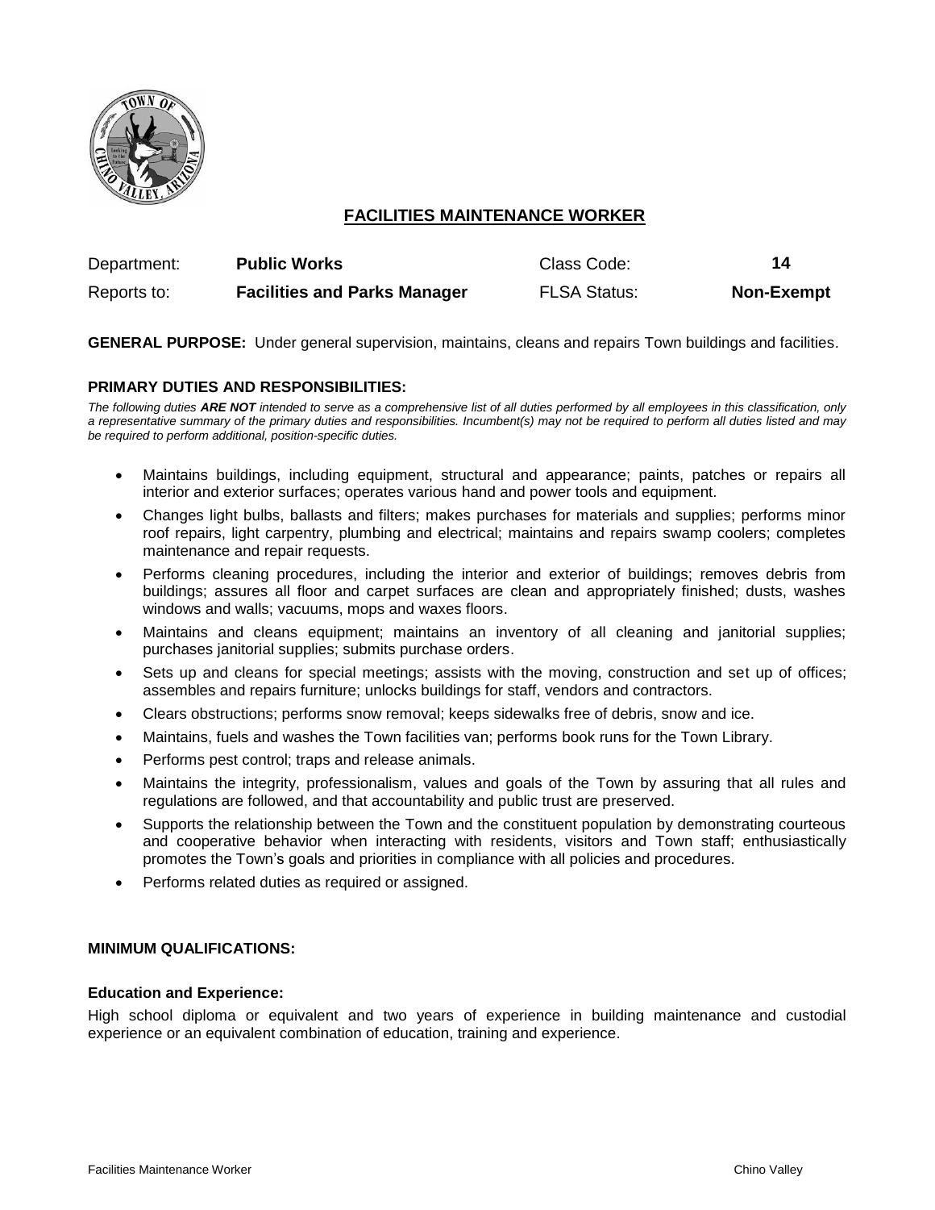# FACILITIES MAINTENANCE WORKER

| Department: | **Public Works** | Class Code: | **14** |
|---|---|---|---|
| Reports to: | **Facilities and Parks Manager** | FLSA Status: | **Non-Exempt** |

**GENERAL PURPOSE:** Under general supervision, maintains, cleans and repairs Town buildings and facilities.

**PRIMARY DUTIES AND RESPONSIBILITIES:**

*The following duties **ARE NOT** intended to serve as a comprehensive list of all duties performed by all employees in this classification, only a representative summary of the primary duties and responsibilities. Incumbent(s) may not be required to perform all duties listed and may be required to perform additional, position-specific duties.*

- Maintains buildings, including equipment, structural and appearance; paints, patches or repairs all interior and exterior surfaces; operates various hand and power tools and equipment.
- Changes light bulbs, ballasts and filters; makes purchases for materials and supplies; performs minor roof repairs, light carpentry, plumbing and electrical; maintains and repairs swamp coolers; completes maintenance and repair requests.
- Performs cleaning procedures, including the interior and exterior of buildings; removes debris from buildings; assures all floor and carpet surfaces are clean and appropriately finished; dusts, washes windows and walls; vacuums, mops and waxes floors.
- Maintains and cleans equipment; maintains an inventory of all cleaning and janitorial supplies; purchases janitorial supplies; submits purchase orders.
- Sets up and cleans for special meetings; assists with the moving, construction and set up of offices; assembles and repairs furniture; unlocks buildings for staff, vendors and contractors.
- Clears obstructions; performs snow removal; keeps sidewalks free of debris, snow and ice.
- Maintains, fuels and washes the Town facilities van; performs book runs for the Town Library.
- Performs pest control; traps and release animals.
- Maintains the integrity, professionalism, values and goals of the Town by assuring that all rules and regulations are followed, and that accountability and public trust are preserved.
- Supports the relationship between the Town and the constituent population by demonstrating courteous and cooperative behavior when interacting with residents, visitors and Town staff; enthusiastically promotes the Town's goals and priorities in compliance with all policies and procedures.
- Performs related duties as required or assigned.

**MINIMUM QUALIFICATIONS:**

**Education and Experience:**

High school diploma or equivalent and two years of experience in building maintenance and custodial experience or an equivalent combination of education, training and experience.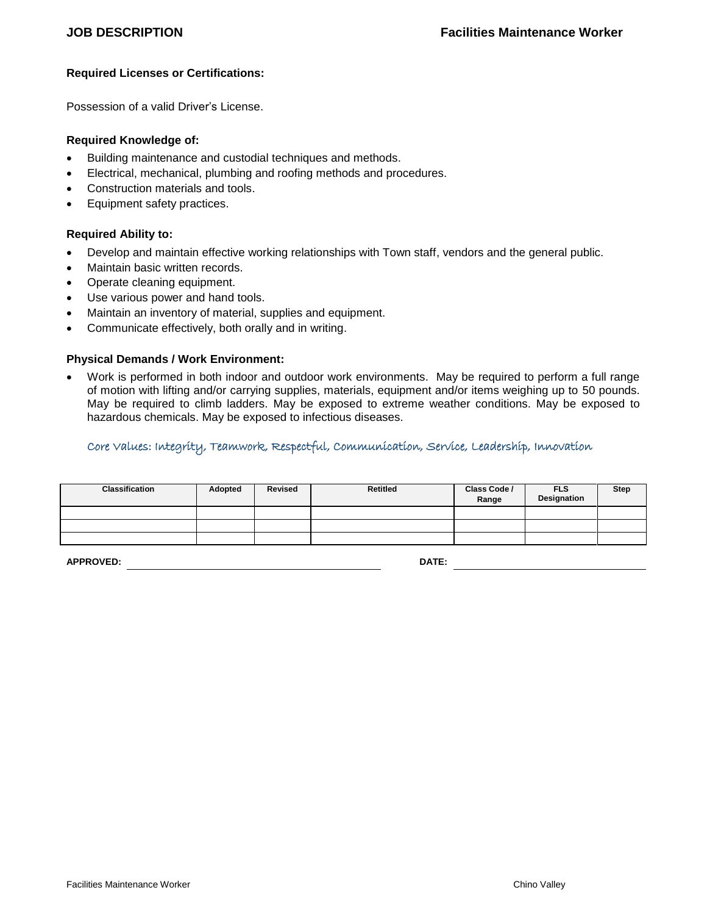**Required Licenses or Certifications:**

Possession of a valid Driver's License.

**Required Knowledge of:**

- Building maintenance and custodial techniques and methods.
- Electrical, mechanical, plumbing and roofing methods and procedures.
- Construction materials and tools.
- Equipment safety practices.

**Required Ability to:**

- Develop and maintain effective working relationships with Town staff, vendors and the general public.
- Maintain basic written records.
- Operate cleaning equipment.
- Use various power and hand tools.
- Maintain an inventory of material, supplies and equipment.
- Communicate effectively, both orally and in writing.

**Physical Demands / Work Environment:**

- Work is performed in both indoor and outdoor work environments. May be required to perform a full range of motion with lifting and/or carrying supplies, materials, equipment and/or items weighing up to 50 pounds. May be required to climb ladders. May be exposed to extreme weather conditions. May be exposed to hazardous chemicals. May be exposed to infectious diseases.

Core Values: Integrity, Teamwork, Respectful, Communication, Service, Leadership, Innovation

| Classification | Adopted | Revised | Retitled | Class Code / Range | FLS Designation | Step |
|---|---|---|---|---|---|---|
| | | | | | | |
| | | | | | | |
| | | | | | | |

**APPROVED:** ______________________ **DATE:** ______________________